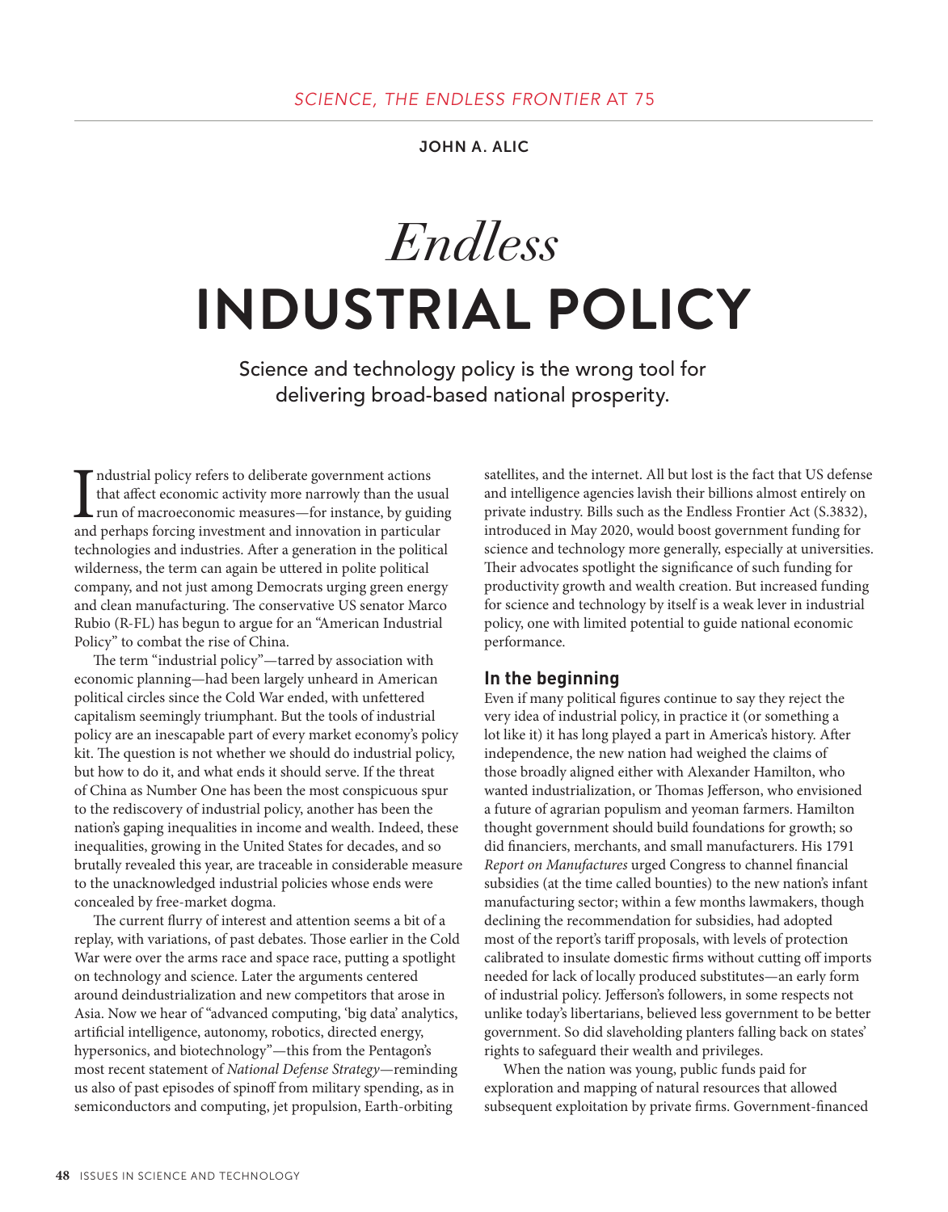*SCIENCE, THE ENDLESS FRONTIER* AT 75

**JOHN A. ALIC**

# *Endless* INDUSTRIAL POLICY

Science and technology policy is the wrong tool for delivering broad-based national prosperity.

Industrial policy refers to deliberate government actions that affect economic activity more narrowly than the usual run of macroeconomic measures—for instance, by guiding and perhaps forcing investment and innovation in particular technologies and industries. After a generation in the political wilderness, the term can again be uttered in polite political company, and not just among Democrats urging green energy and clean manufacturing. The conservative US senator Marco Rubio (R-FL) has begun to argue for an "American Industrial Policy" to combat the rise of China.

The term "industrial policy"—tarred by association with economic planning—had been largely unheard in American political circles since the Cold War ended, with unfettered capitalism seemingly triumphant. But the tools of industrial policy are an inescapable part of every market economy's policy kit. The question is not whether we should do industrial policy, but how to do it, and what ends it should serve. If the threat of China as Number One has been the most conspicuous spur to the rediscovery of industrial policy, another has been the nation's gaping inequalities in income and wealth. Indeed, these inequalities, growing in the United States for decades, and so brutally revealed this year, are traceable in considerable measure to the unacknowledged industrial policies whose ends were concealed by free-market dogma.

The current flurry of interest and attention seems a bit of a replay, with variations, of past debates. Those earlier in the Cold War were over the arms race and space race, putting a spotlight on technology and science. Later the arguments centered around deindustrialization and new competitors that arose in Asia. Now we hear of "advanced computing, 'big data' analytics, artificial intelligence, autonomy, robotics, directed energy, hypersonics, and biotechnology"—this from the Pentagon's most recent statement of *National Defense Strategy*—reminding us also of past episodes of spinoff from military spending, as in semiconductors and computing, jet propulsion, Earth-orbiting satellites, and the internet. All but lost is the fact that US defense and intelligence agencies lavish their billions almost entirely on private industry. Bills such as the Endless Frontier Act (S.3832), introduced in May 2020, would boost government funding for science and technology more generally, especially at universities. Their advocates spotlight the significance of such funding for productivity growth and wealth creation. But increased funding for science and technology by itself is a weak lever in industrial policy, one with limited potential to guide national economic performance.

## In the beginning

Even if many political figures continue to say they reject the very idea of industrial policy, in practice it (or something a lot like it) it has long played a part in America's history. After independence, the new nation had weighed the claims of those broadly aligned either with Alexander Hamilton, who wanted industrialization, or Thomas Jefferson, who envisioned a future of agrarian populism and yeoman farmers. Hamilton thought government should build foundations for growth; so did financiers, merchants, and small manufacturers. His 1791 *Report on Manufactures* urged Congress to channel financial subsidies (at the time called bounties) to the new nation's infant manufacturing sector; within a few months lawmakers, though declining the recommendation for subsidies, had adopted most of the report's tariff proposals, with levels of protection calibrated to insulate domestic firms without cutting off imports needed for lack of locally produced substitutes—an early form of industrial policy. Jefferson's followers, in some respects not unlike today's libertarians, believed less government to be better government. So did slaveholding planters falling back on states' rights to safeguard their wealth and privileges.

When the nation was young, public funds paid for exploration and mapping of natural resources that allowed subsequent exploitation by private firms. Government-financed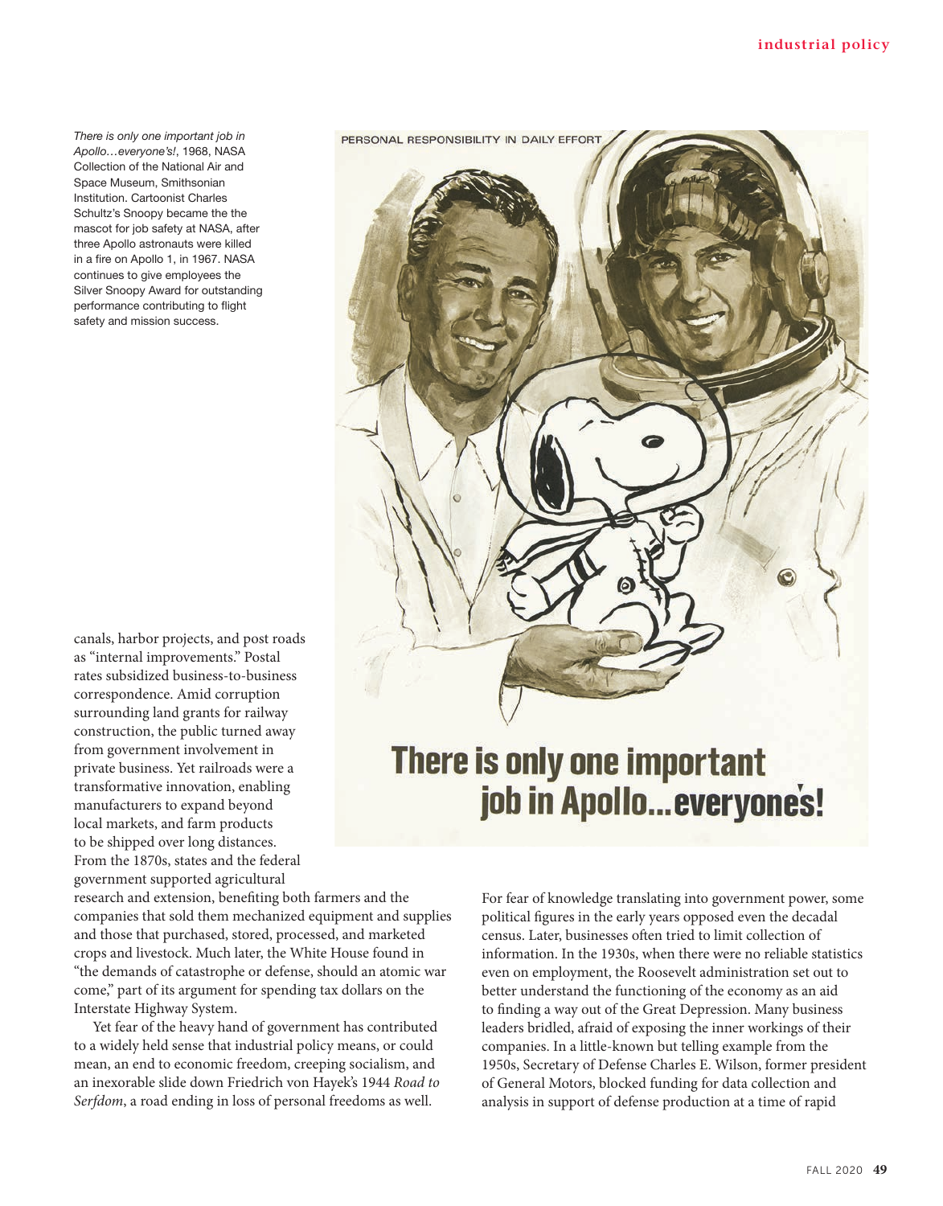*There is only one important job in Apollo…everyone's!*, 1968, NASA Collection of the National Air and Space Museum, Smithsonian Institution. Cartoonist Charles Schultz's Snoopy became the the mascot for job safety at NASA, after three Apollo astronauts were killed in a fire on Apollo 1, in 1967. NASA continues to give employees the Silver Snoopy Award for outstanding performance contributing to flight safety and mission success.

canals, harbor projects, and post roads as "internal improvements." Postal rates subsidized business-to-business correspondence. Amid corruption surrounding land grants for railway construction, the public turned away from government involvement in private business. Yet railroads were a transformative innovation, enabling manufacturers to expand beyond local markets, and farm products to be shipped over long distances. From the 1870s, states and the federal government supported agricultural research and extension, benefiting both farmers and the companies that sold them mechanized equipment and supplies and those that purchased, stored, processed, and marketed crops and livestock. Much later, the White House found in "the demands of catastrophe or defense, should an atomic war come," part of its argument for spending tax dollars on the Interstate Highway System.

Yet fear of the heavy hand of government has contributed to a widely held sense that industrial policy means, or could mean, an end to economic freedom, creeping socialism, and an inexorable slide down Friedrich von Hayek's 1944 *Road to Serfdom*, a road ending in loss of personal freedoms as well.

For fear of knowledge translating into government power, some political figures in the early years opposed even the decadal census. Later, businesses often tried to limit collection of information. In the 1930s, when there were no reliable statistics even on employment, the Roosevelt administration set out to better understand the functioning of the economy as an aid to finding a way out of the Great Depression. Many business leaders bridled, afraid of exposing the inner workings of their companies. In a little-known but telling example from the 1950s, Secretary of Defense Charles E. Wilson, former president of General Motors, blocked funding for data collection and analysis in support of defense production at a time of rapid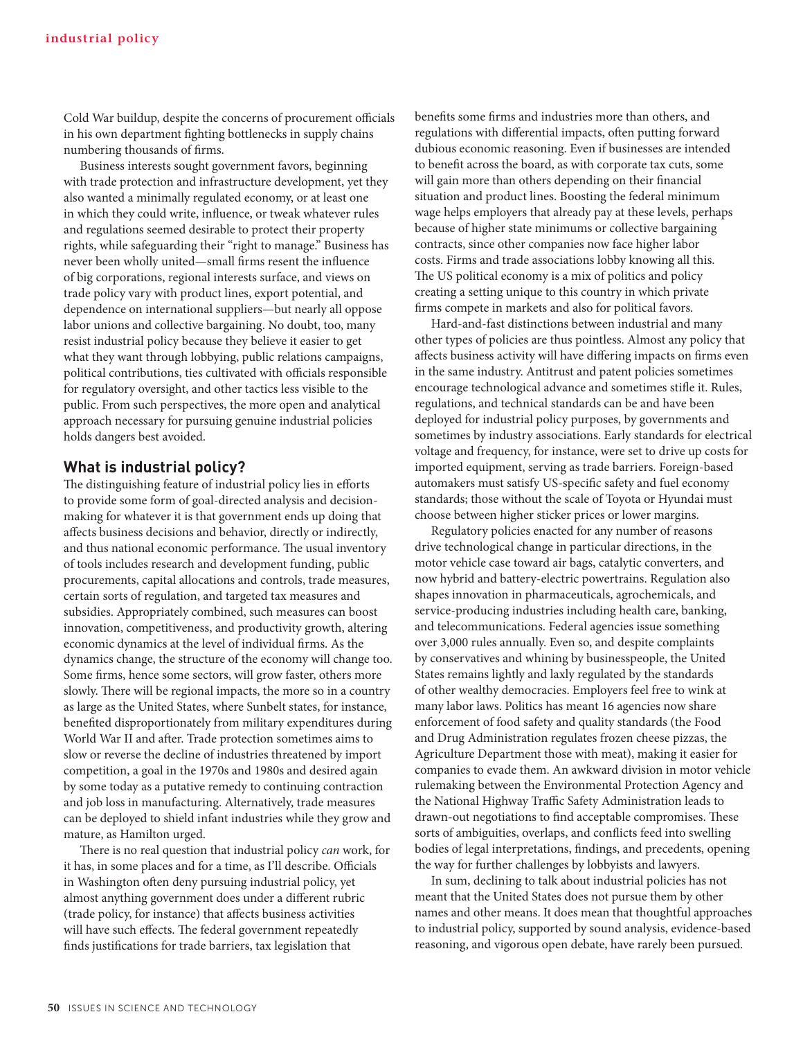Cold War buildup, despite the concerns of procurement officials in his own department fighting bottlenecks in supply chains numbering thousands of firms.

Business interests sought government favors, beginning with trade protection and infrastructure development, yet they also wanted a minimally regulated economy, or at least one in which they could write, influence, or tweak whatever rules and regulations seemed desirable to protect their property rights, while safeguarding their "right to manage." Business has never been wholly united—small firms resent the influence of big corporations, regional interests surface, and views on trade policy vary with product lines, export potential, and dependence on international suppliers—but nearly all oppose labor unions and collective bargaining. No doubt, too, many resist industrial policy because they believe it easier to get what they want through lobbying, public relations campaigns, political contributions, ties cultivated with officials responsible for regulatory oversight, and other tactics less visible to the public. From such perspectives, the more open and analytical approach necessary for pursuing genuine industrial policies holds dangers best avoided.

## What is industrial policy?

The distinguishing feature of industrial policy lies in efforts to provide some form of goal-directed analysis and decision-making for whatever it is that government ends up doing that affects business decisions and behavior, directly or indirectly, and thus national economic performance. The usual inventory of tools includes research and development funding, public procurements, capital allocations and controls, trade measures, certain sorts of regulation, and targeted tax measures and subsidies. Appropriately combined, such measures can boost innovation, competitiveness, and productivity growth, altering economic dynamics at the level of individual firms. As the dynamics change, the structure of the economy will change too. Some firms, hence some sectors, will grow faster, others more slowly. There will be regional impacts, the more so in a country as large as the United States, where Sunbelt states, for instance, benefited disproportionately from military expenditures during World War II and after. Trade protection sometimes aims to slow or reverse the decline of industries threatened by import competition, a goal in the 1970s and 1980s and desired again by some today as a putative remedy to continuing contraction and job loss in manufacturing. Alternatively, trade measures can be deployed to shield infant industries while they grow and mature, as Hamilton urged.

There is no real question that industrial policy *can* work, for it has, in some places and for a time, as I'll describe. Officials in Washington often deny pursuing industrial policy, yet almost anything government does under a different rubric (trade policy, for instance) that affects business activities will have such effects. The federal government repeatedly finds justifications for trade barriers, tax legislation that benefits some firms and industries more than others, and regulations with differential impacts, often putting forward dubious economic reasoning. Even if businesses are intended to benefit across the board, as with corporate tax cuts, some will gain more than others depending on their financial situation and product lines. Boosting the federal minimum wage helps employers that already pay at these levels, perhaps because of higher state minimums or collective bargaining contracts, since other companies now face higher labor costs. Firms and trade associations lobby knowing all this. The US political economy is a mix of politics and policy creating a setting unique to this country in which private firms compete in markets and also for political favors.

Hard-and-fast distinctions between industrial and many other types of policies are thus pointless. Almost any policy that affects business activity will have differing impacts on firms even in the same industry. Antitrust and patent policies sometimes encourage technological advance and sometimes stifle it. Rules, regulations, and technical standards can be and have been deployed for industrial policy purposes, by governments and sometimes by industry associations. Early standards for electrical voltage and frequency, for instance, were set to drive up costs for imported equipment, serving as trade barriers. Foreign-based automakers must satisfy US-specific safety and fuel economy standards; those without the scale of Toyota or Hyundai must choose between higher sticker prices or lower margins.

Regulatory policies enacted for any number of reasons drive technological change in particular directions, in the motor vehicle case toward air bags, catalytic converters, and now hybrid and battery-electric powertrains. Regulation also shapes innovation in pharmaceuticals, agrochemicals, and service-producing industries including health care, banking, and telecommunications. Federal agencies issue something over 3,000 rules annually. Even so, and despite complaints by conservatives and whining by businesspeople, the United States remains lightly and laxly regulated by the standards of other wealthy democracies. Employers feel free to wink at many labor laws. Politics has meant 16 agencies now share enforcement of food safety and quality standards (the Food and Drug Administration regulates frozen cheese pizzas, the Agriculture Department those with meat), making it easier for companies to evade them. An awkward division in motor vehicle rulemaking between the Environmental Protection Agency and the National Highway Traffic Safety Administration leads to drawn-out negotiations to find acceptable compromises. These sorts of ambiguities, overlaps, and conflicts feed into swelling bodies of legal interpretations, findings, and precedents, opening the way for further challenges by lobbyists and lawyers.

In sum, declining to talk about industrial policies has not meant that the United States does not pursue them by other names and other means. It does mean that thoughtful approaches to industrial policy, supported by sound analysis, evidence-based reasoning, and vigorous open debate, have rarely been pursued.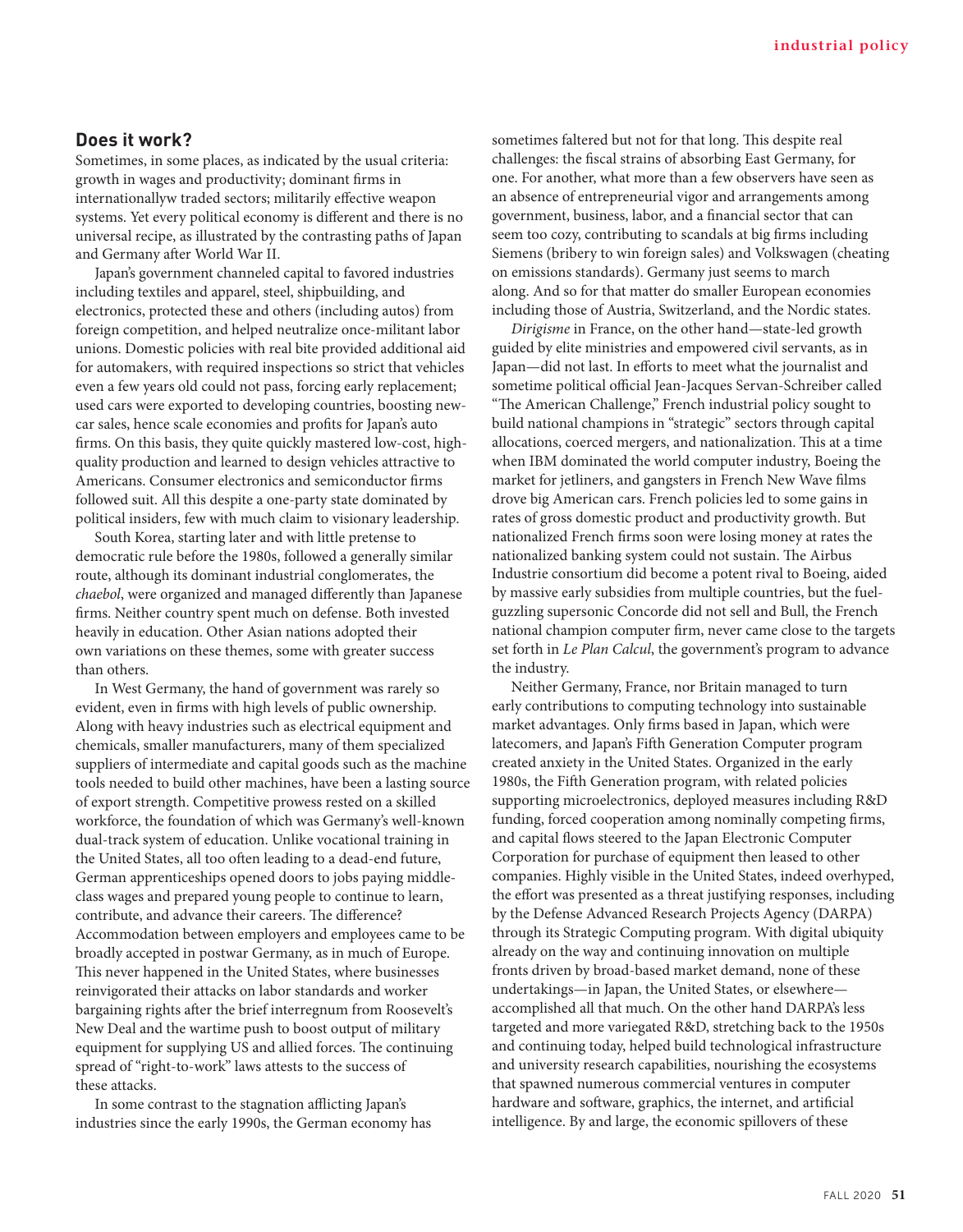## Does it work?

Sometimes, in some places, as indicated by the usual criteria: growth in wages and productivity; dominant firms in internationallyw traded sectors; militarily effective weapon systems. Yet every political economy is different and there is no universal recipe, as illustrated by the contrasting paths of Japan and Germany after World War II.

Japan's government channeled capital to favored industries including textiles and apparel, steel, shipbuilding, and electronics, protected these and others (including autos) from foreign competition, and helped neutralize once-militant labor unions. Domestic policies with real bite provided additional aid for automakers, with required inspections so strict that vehicles even a few years old could not pass, forcing early replacement; used cars were exported to developing countries, boosting new-car sales, hence scale economies and profits for Japan's auto firms. On this basis, they quite quickly mastered low-cost, high-quality production and learned to design vehicles attractive to Americans. Consumer electronics and semiconductor firms followed suit. All this despite a one-party state dominated by political insiders, few with much claim to visionary leadership.

South Korea, starting later and with little pretense to democratic rule before the 1980s, followed a generally similar route, although its dominant industrial conglomerates, the *chaebol*, were organized and managed differently than Japanese firms. Neither country spent much on defense. Both invested heavily in education. Other Asian nations adopted their own variations on these themes, some with greater success than others.

In West Germany, the hand of government was rarely so evident, even in firms with high levels of public ownership. Along with heavy industries such as electrical equipment and chemicals, smaller manufacturers, many of them specialized suppliers of intermediate and capital goods such as the machine tools needed to build other machines, have been a lasting source of export strength. Competitive prowess rested on a skilled workforce, the foundation of which was Germany's well-known dual-track system of education. Unlike vocational training in the United States, all too often leading to a dead-end future, German apprenticeships opened doors to jobs paying middle-class wages and prepared young people to continue to learn, contribute, and advance their careers. The difference? Accommodation between employers and employees came to be broadly accepted in postwar Germany, as in much of Europe. This never happened in the United States, where businesses reinvigorated their attacks on labor standards and worker bargaining rights after the brief interregnum from Roosevelt's New Deal and the wartime push to boost output of military equipment for supplying US and allied forces. The continuing spread of "right-to-work" laws attests to the success of these attacks.

In some contrast to the stagnation afflicting Japan's industries since the early 1990s, the German economy has sometimes faltered but not for that long. This despite real challenges: the fiscal strains of absorbing East Germany, for one. For another, what more than a few observers have seen as an absence of entrepreneurial vigor and arrangements among government, business, labor, and a financial sector that can seem too cozy, contributing to scandals at big firms including Siemens (bribery to win foreign sales) and Volkswagen (cheating on emissions standards). Germany just seems to march along. And so for that matter do smaller European economies including those of Austria, Switzerland, and the Nordic states.

*Dirigisme* in France, on the other hand—state-led growth guided by elite ministries and empowered civil servants, as in Japan—did not last. In efforts to meet what the journalist and sometime political official Jean-Jacques Servan-Schreiber called "The American Challenge," French industrial policy sought to build national champions in "strategic" sectors through capital allocations, coerced mergers, and nationalization. This at a time when IBM dominated the world computer industry, Boeing the market for jetliners, and gangsters in French New Wave films drove big American cars. French policies led to some gains in rates of gross domestic product and productivity growth. But nationalized French firms soon were losing money at rates the nationalized banking system could not sustain. The Airbus Industrie consortium did become a potent rival to Boeing, aided by massive early subsidies from multiple countries, but the fuel-guzzling supersonic Concorde did not sell and Bull, the French national champion computer firm, never came close to the targets set forth in *Le Plan Calcul*, the government's program to advance the industry.

Neither Germany, France, nor Britain managed to turn early contributions to computing technology into sustainable market advantages. Only firms based in Japan, which were latecomers, and Japan's Fifth Generation Computer program created anxiety in the United States. Organized in the early 1980s, the Fifth Generation program, with related policies supporting microelectronics, deployed measures including R&D funding, forced cooperation among nominally competing firms, and capital flows steered to the Japan Electronic Computer Corporation for purchase of equipment then leased to other companies. Highly visible in the United States, indeed overhyped, the effort was presented as a threat justifying responses, including by the Defense Advanced Research Projects Agency (DARPA) through its Strategic Computing program. With digital ubiquity already on the way and continuing innovation on multiple fronts driven by broad-based market demand, none of these undertakings—in Japan, the United States, or elsewhere—accomplished all that much. On the other hand DARPA's less targeted and more variegated R&D, stretching back to the 1950s and continuing today, helped build technological infrastructure and university research capabilities, nourishing the ecosystems that spawned numerous commercial ventures in computer hardware and software, graphics, the internet, and artificial intelligence. By and large, the economic spillovers of these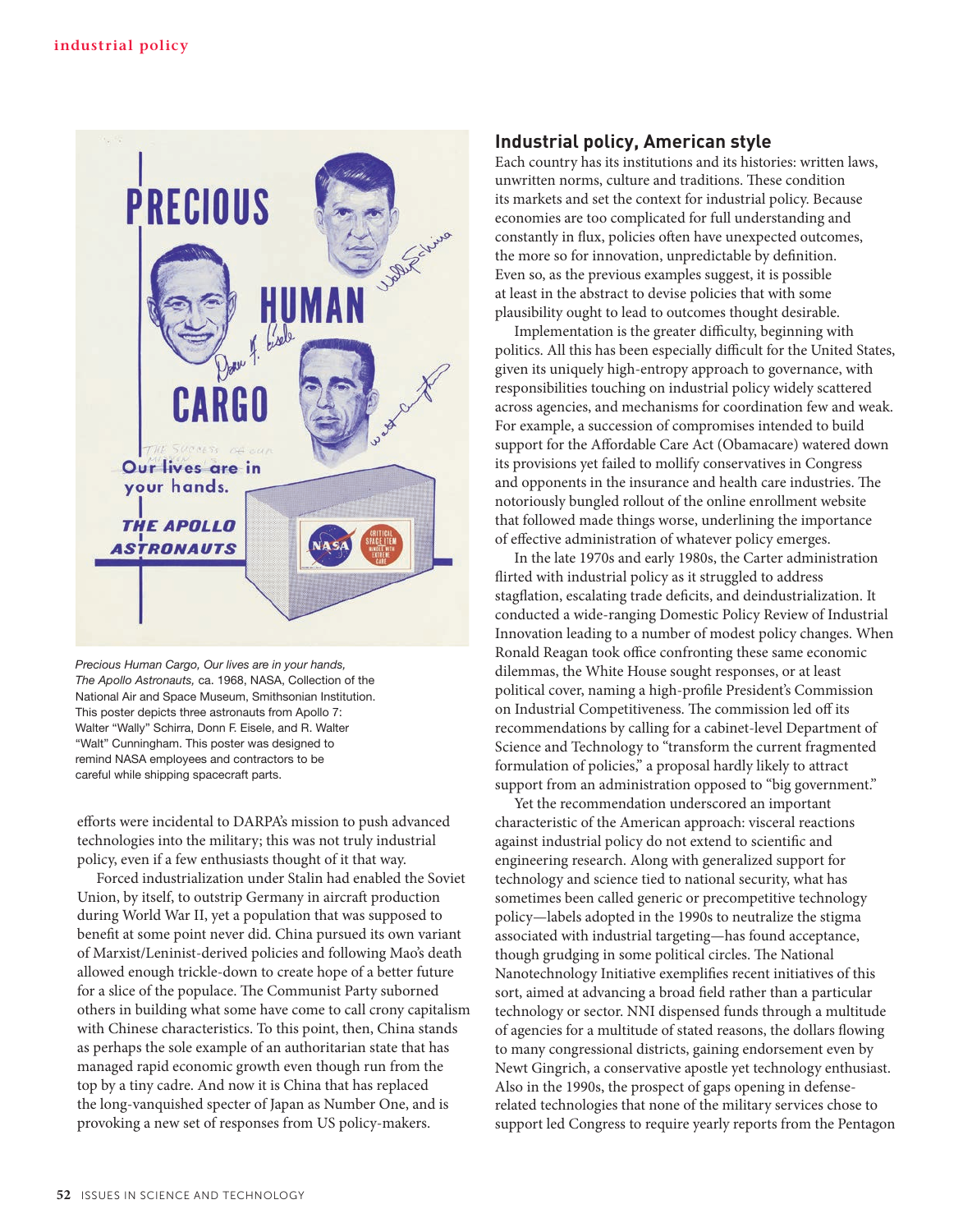*Precious Human Cargo, Our lives are in your hands, The Apollo Astronauts,* ca. 1968, NASA, Collection of the National Air and Space Museum, Smithsonian Institution. This poster depicts three astronauts from Apollo 7: Walter "Wally" Schirra, Donn F. Eisele, and R. Walter "Walt" Cunningham. This poster was designed to remind NASA employees and contractors to be careful while shipping spacecraft parts.

efforts were incidental to DARPA's mission to push advanced technologies into the military; this was not truly industrial policy, even if a few enthusiasts thought of it that way.

Forced industrialization under Stalin had enabled the Soviet Union, by itself, to outstrip Germany in aircraft production during World War II, yet a population that was supposed to benefit at some point never did. China pursued its own variant of Marxist/Leninist-derived policies and following Mao's death allowed enough trickle-down to create hope of a better future for a slice of the populace. The Communist Party suborned others in building what some have come to call crony capitalism with Chinese characteristics. To this point, then, China stands as perhaps the sole example of an authoritarian state that has managed rapid economic growth even though run from the top by a tiny cadre. And now it is China that has replaced the long-vanquished specter of Japan as Number One, and is provoking a new set of responses from US policy-makers.

## Industrial policy, American style

Each country has its institutions and its histories: written laws, unwritten norms, culture and traditions. These condition its markets and set the context for industrial policy. Because economies are too complicated for full understanding and constantly in flux, policies often have unexpected outcomes, the more so for innovation, unpredictable by definition. Even so, as the previous examples suggest, it is possible at least in the abstract to devise policies that with some plausibility ought to lead to outcomes thought desirable.

Implementation is the greater difficulty, beginning with politics. All this has been especially difficult for the United States, given its uniquely high-entropy approach to governance, with responsibilities touching on industrial policy widely scattered across agencies, and mechanisms for coordination few and weak. For example, a succession of compromises intended to build support for the Affordable Care Act (Obamacare) watered down its provisions yet failed to mollify conservatives in Congress and opponents in the insurance and health care industries. The notoriously bungled rollout of the online enrollment website that followed made things worse, underlining the importance of effective administration of whatever policy emerges.

In the late 1970s and early 1980s, the Carter administration flirted with industrial policy as it struggled to address stagflation, escalating trade deficits, and deindustrialization. It conducted a wide-ranging Domestic Policy Review of Industrial Innovation leading to a number of modest policy changes. When Ronald Reagan took office confronting these same economic dilemmas, the White House sought responses, or at least political cover, naming a high-profile President's Commission on Industrial Competitiveness. The commission led off its recommendations by calling for a cabinet-level Department of Science and Technology to "transform the current fragmented formulation of policies," a proposal hardly likely to attract support from an administration opposed to "big government."

Yet the recommendation underscored an important characteristic of the American approach: visceral reactions against industrial policy do not extend to scientific and engineering research. Along with generalized support for technology and science tied to national security, what has sometimes been called generic or precompetitive technology policy—labels adopted in the 1990s to neutralize the stigma associated with industrial targeting—has found acceptance, though grudging in some political circles. The National Nanotechnology Initiative exemplifies recent initiatives of this sort, aimed at advancing a broad field rather than a particular technology or sector. NNI dispensed funds through a multitude of agencies for a multitude of stated reasons, the dollars flowing to many congressional districts, gaining endorsement even by Newt Gingrich, a conservative apostle yet technology enthusiast. Also in the 1990s, the prospect of gaps opening in defense-related technologies that none of the military services chose to support led Congress to require yearly reports from the Pentagon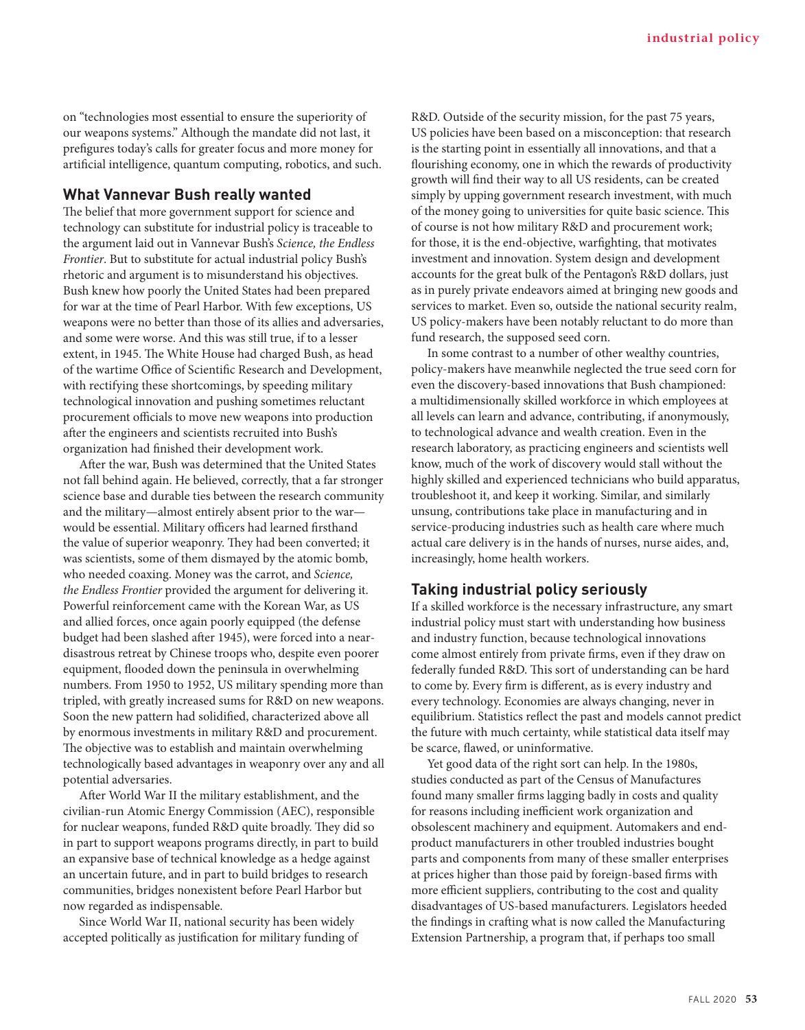on "technologies most essential to ensure the superiority of our weapons systems." Although the mandate did not last, it prefigures today's calls for greater focus and more money for artificial intelligence, quantum computing, robotics, and such.

## What Vannevar Bush really wanted

The belief that more government support for science and technology can substitute for industrial policy is traceable to the argument laid out in Vannevar Bush's *Science, the Endless Frontier*. But to substitute for actual industrial policy Bush's rhetoric and argument is to misunderstand his objectives. Bush knew how poorly the United States had been prepared for war at the time of Pearl Harbor. With few exceptions, US weapons were no better than those of its allies and adversaries, and some were worse. And this was still true, if to a lesser extent, in 1945. The White House had charged Bush, as head of the wartime Office of Scientific Research and Development, with rectifying these shortcomings, by speeding military technological innovation and pushing sometimes reluctant procurement officials to move new weapons into production after the engineers and scientists recruited into Bush's organization had finished their development work.

After the war, Bush was determined that the United States not fall behind again. He believed, correctly, that a far stronger science base and durable ties between the research community and the military—almost entirely absent prior to the war—would be essential. Military officers had learned firsthand the value of superior weaponry. They had been converted; it was scientists, some of them dismayed by the atomic bomb, who needed coaxing. Money was the carrot, and *Science, the Endless Frontier* provided the argument for delivering it. Powerful reinforcement came with the Korean War, as US and allied forces, once again poorly equipped (the defense budget had been slashed after 1945), were forced into a near-disastrous retreat by Chinese troops who, despite even poorer equipment, flooded down the peninsula in overwhelming numbers. From 1950 to 1952, US military spending more than tripled, with greatly increased sums for R&D on new weapons. Soon the new pattern had solidified, characterized above all by enormous investments in military R&D and procurement. The objective was to establish and maintain overwhelming technologically based advantages in weaponry over any and all potential adversaries.

After World War II the military establishment, and the civilian-run Atomic Energy Commission (AEC), responsible for nuclear weapons, funded R&D quite broadly. They did so in part to support weapons programs directly, in part to build an expansive base of technical knowledge as a hedge against an uncertain future, and in part to build bridges to research communities, bridges nonexistent before Pearl Harbor but now regarded as indispensable.

Since World War II, national security has been widely accepted politically as justification for military funding of R&D. Outside of the security mission, for the past 75 years, US policies have been based on a misconception: that research is the starting point in essentially all innovations, and that a flourishing economy, one in which the rewards of productivity growth will find their way to all US residents, can be created simply by upping government research investment, with much of the money going to universities for quite basic science. This of course is not how military R&D and procurement work; for those, it is the end-objective, warfighting, that motivates investment and innovation. System design and development accounts for the great bulk of the Pentagon's R&D dollars, just as in purely private endeavors aimed at bringing new goods and services to market. Even so, outside the national security realm, US policy-makers have been notably reluctant to do more than fund research, the supposed seed corn.

In some contrast to a number of other wealthy countries, policy-makers have meanwhile neglected the true seed corn for even the discovery-based innovations that Bush championed: a multidimensionally skilled workforce in which employees at all levels can learn and advance, contributing, if anonymously, to technological advance and wealth creation. Even in the research laboratory, as practicing engineers and scientists well know, much of the work of discovery would stall without the highly skilled and experienced technicians who build apparatus, troubleshoot it, and keep it working. Similar, and similarly unsung, contributions take place in manufacturing and in service-producing industries such as health care where much actual care delivery is in the hands of nurses, nurse aides, and, increasingly, home health workers.

## Taking industrial policy seriously

If a skilled workforce is the necessary infrastructure, any smart industrial policy must start with understanding how business and industry function, because technological innovations come almost entirely from private firms, even if they draw on federally funded R&D. This sort of understanding can be hard to come by. Every firm is different, as is every industry and every technology. Economies are always changing, never in equilibrium. Statistics reflect the past and models cannot predict the future with much certainty, while statistical data itself may be scarce, flawed, or uninformative.

Yet good data of the right sort can help. In the 1980s, studies conducted as part of the Census of Manufactures found many smaller firms lagging badly in costs and quality for reasons including inefficient work organization and obsolescent machinery and equipment. Automakers and end-product manufacturers in other troubled industries bought parts and components from many of these smaller enterprises at prices higher than those paid by foreign-based firms with more efficient suppliers, contributing to the cost and quality disadvantages of US-based manufacturers. Legislators heeded the findings in crafting what is now called the Manufacturing Extension Partnership, a program that, if perhaps too small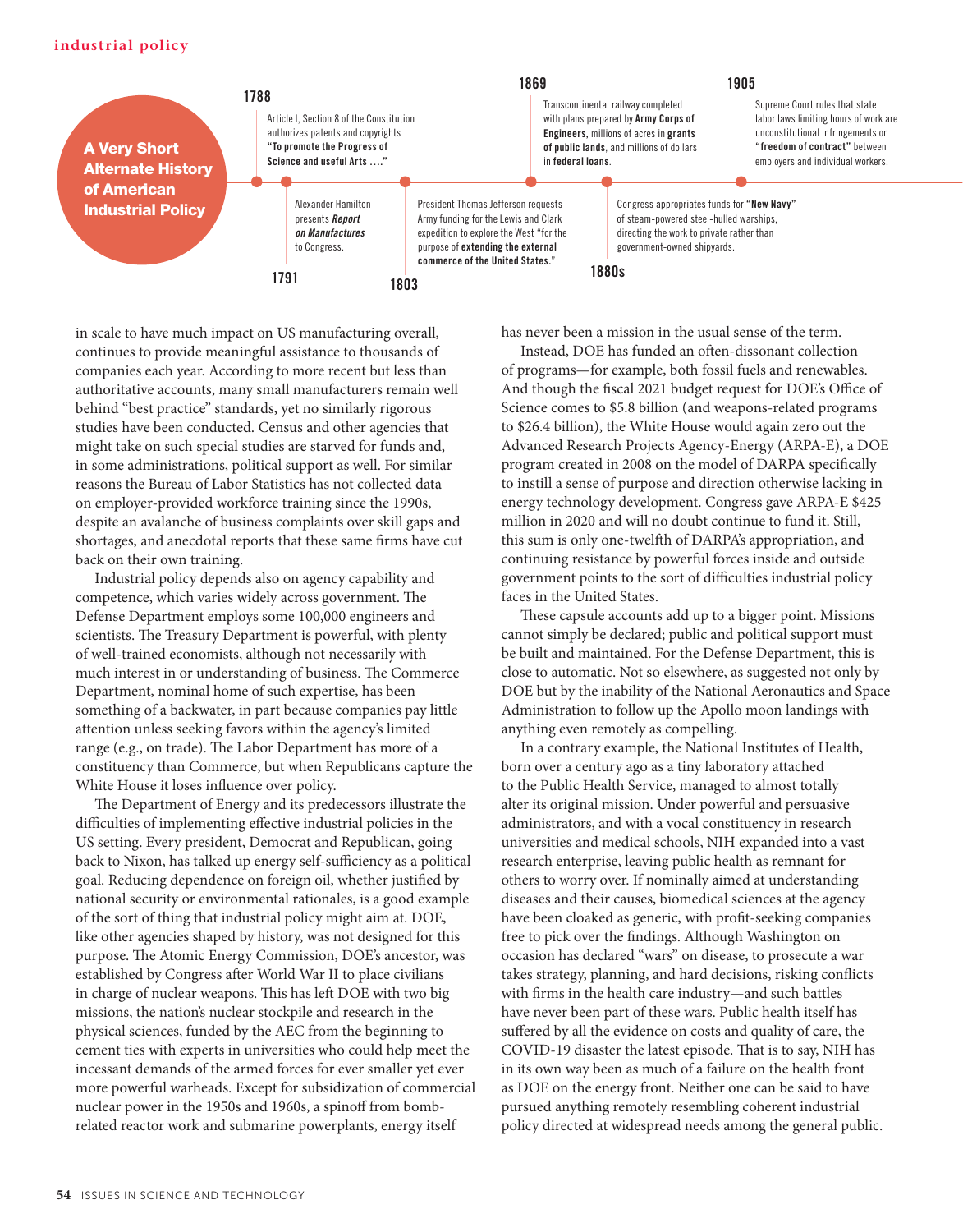**A Very Short Alternate History of American Industrial Policy**

**1788** — Article I, Section 8 of the Constitution authorizes patents and copyrights **"To promote the Progress of Science and useful Arts …."**

**1791** — Alexander Hamilton presents ***Report on Manufactures*** to Congress.

**1803** — President Thomas Jefferson requests Army funding for the Lewis and Clark expedition to explore the West "for the purpose of **extending the external commerce of the United States.**"

**1869** — Transcontinental railway completed with plans prepared by **Army Corps of Engineers**, millions of acres in **grants of public lands**, and millions of dollars in **federal loans**.

**1880s** — Congress appropriates funds for **"New Navy"** of steam-powered steel-hulled warships, directing the work to private rather than government-owned shipyards.

**1905** — Supreme Court rules that state labor laws limiting hours of work are unconstitutional infringements on **"freedom of contract"** between employers and individual workers.

in scale to have much impact on US manufacturing overall, continues to provide meaningful assistance to thousands of companies each year. According to more recent but less than authoritative accounts, many small manufacturers remain well behind "best practice" standards, yet no similarly rigorous studies have been conducted. Census and other agencies that might take on such special studies are starved for funds and, in some administrations, political support as well. For similar reasons the Bureau of Labor Statistics has not collected data on employer-provided workforce training since the 1990s, despite an avalanche of business complaints over skill gaps and shortages, and anecdotal reports that these same firms have cut back on their own training.

Industrial policy depends also on agency capability and competence, which varies widely across government. The Defense Department employs some 100,000 engineers and scientists. The Treasury Department is powerful, with plenty of well-trained economists, although not necessarily with much interest in or understanding of business. The Commerce Department, nominal home of such expertise, has been something of a backwater, in part because companies pay little attention unless seeking favors within the agency's limited range (e.g., on trade). The Labor Department has more of a constituency than Commerce, but when Republicans capture the White House it loses influence over policy.

The Department of Energy and its predecessors illustrate the difficulties of implementing effective industrial policies in the US setting. Every president, Democrat and Republican, going back to Nixon, has talked up energy self-sufficiency as a political goal. Reducing dependence on foreign oil, whether justified by national security or environmental rationales, is a good example of the sort of thing that industrial policy might aim at. DOE, like other agencies shaped by history, was not designed for this purpose. The Atomic Energy Commission, DOE's ancestor, was established by Congress after World War II to place civilians in charge of nuclear weapons. This has left DOE with two big missions, the nation's nuclear stockpile and research in the physical sciences, funded by the AEC from the beginning to cement ties with experts in universities who could help meet the incessant demands of the armed forces for ever smaller yet ever more powerful warheads. Except for subsidization of commercial nuclear power in the 1950s and 1960s, a spinoff from bomb-related reactor work and submarine powerplants, energy itself has never been a mission in the usual sense of the term.

Instead, DOE has funded an often-dissonant collection of programs—for example, both fossil fuels and renewables. And though the fiscal 2021 budget request for DOE's Office of Science comes to $5.8 billion (and weapons-related programs to $26.4 billion), the White House would again zero out the Advanced Research Projects Agency-Energy (ARPA-E), a DOE program created in 2008 on the model of DARPA specifically to instill a sense of purpose and direction otherwise lacking in energy technology development. Congress gave ARPA-E $425 million in 2020 and will no doubt continue to fund it. Still, this sum is only one-twelfth of DARPA's appropriation, and continuing resistance by powerful forces inside and outside government points to the sort of difficulties industrial policy faces in the United States.

These capsule accounts add up to a bigger point. Missions cannot simply be declared; public and political support must be built and maintained. For the Defense Department, this is close to automatic. Not so elsewhere, as suggested not only by DOE but by the inability of the National Aeronautics and Space Administration to follow up the Apollo moon landings with anything even remotely as compelling.

In a contrary example, the National Institutes of Health, born over a century ago as a tiny laboratory attached to the Public Health Service, managed to almost totally alter its original mission. Under powerful and persuasive administrators, and with a vocal constituency in research universities and medical schools, NIH expanded into a vast research enterprise, leaving public health as remnant for others to worry over. If nominally aimed at understanding diseases and their causes, biomedical sciences at the agency have been cloaked as generic, with profit-seeking companies free to pick over the findings. Although Washington on occasion has declared "wars" on disease, to prosecute a war takes strategy, planning, and hard decisions, risking conflicts with firms in the health care industry—and such battles have never been part of these wars. Public health itself has suffered by all the evidence on costs and quality of care, the COVID-19 disaster the latest episode. That is to say, NIH has in its own way been as much of a failure on the health front as DOE on the energy front. Neither one can be said to have pursued anything remotely resembling coherent industrial policy directed at widespread needs among the general public.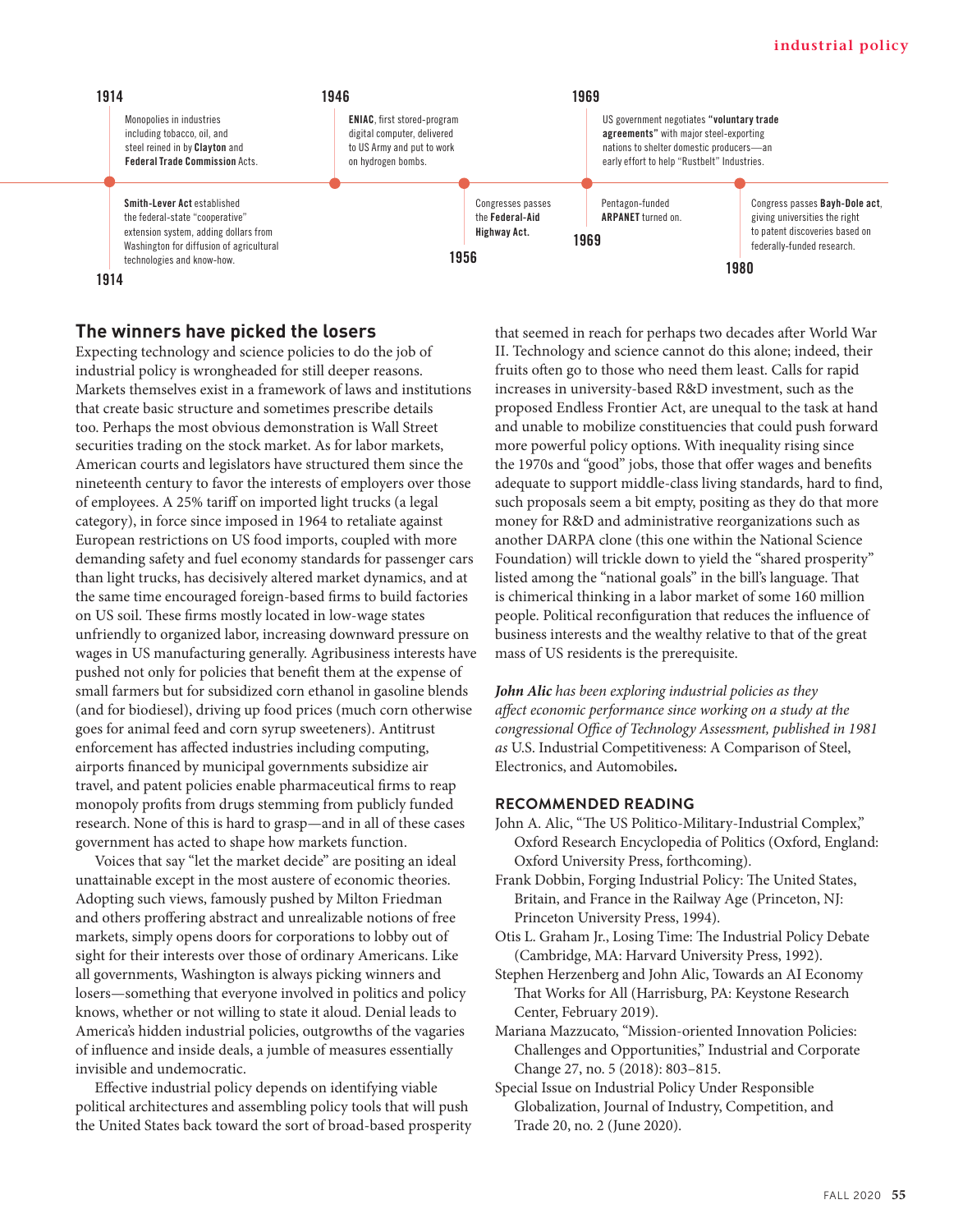**1914**

Monopolies in industries including tobacco, oil, and steel reined in by **Clayton** and **Federal Trade Commission** Acts.

**1914**

**Smith-Lever Act** established the federal-state "cooperative" extension system, adding dollars from Washington for diffusion of agricultural technologies and know-how.

**1946**

**ENIAC**, first stored-program digital computer, delivered to US Army and put to work on hydrogen bombs.

**1956**

Congresses passes the **Federal-Aid Highway Act.**

**1969**

US government negotiates **"voluntary trade agreements"** with major steel-exporting nations to shelter domestic producers—an early effort to help "Rustbelt" Industries.

**1969**

Pentagon-funded **ARPANET** turned on.

**1980**

Congress passes **Bayh-Dole act**, giving universities the right to patent discoveries based on federally-funded research.

## The winners have picked the losers

Expecting technology and science policies to do the job of industrial policy is wrongheaded for still deeper reasons. Markets themselves exist in a framework of laws and institutions that create basic structure and sometimes prescribe details too. Perhaps the most obvious demonstration is Wall Street securities trading on the stock market. As for labor markets, American courts and legislators have structured them since the nineteenth century to favor the interests of employers over those of employees. A 25% tariff on imported light trucks (a legal category), in force since imposed in 1964 to retaliate against European restrictions on US food imports, coupled with more demanding safety and fuel economy standards for passenger cars than light trucks, has decisively altered market dynamics, and at the same time encouraged foreign-based firms to build factories on US soil. These firms mostly located in low-wage states unfriendly to organized labor, increasing downward pressure on wages in US manufacturing generally. Agribusiness interests have pushed not only for policies that benefit them at the expense of small farmers but for subsidized corn ethanol in gasoline blends (and for biodiesel), driving up food prices (much corn otherwise goes for animal feed and corn syrup sweeteners). Antitrust enforcement has affected industries including computing, airports financed by municipal governments subsidize air travel, and patent policies enable pharmaceutical firms to reap monopoly profits from drugs stemming from publicly funded research. None of this is hard to grasp—and in all of these cases government has acted to shape how markets function.

Voices that say "let the market decide" are positing an ideal unattainable except in the most austere of economic theories. Adopting such views, famously pushed by Milton Friedman and others proffering abstract and unrealizable notions of free markets, simply opens doors for corporations to lobby out of sight for their interests over those of ordinary Americans. Like all governments, Washington is always picking winners and losers—something that everyone involved in politics and policy knows, whether or not willing to state it aloud. Denial leads to America's hidden industrial policies, outgrowths of the vagaries of influence and inside deals, a jumble of measures essentially invisible and undemocratic.

Effective industrial policy depends on identifying viable political architectures and assembling policy tools that will push the United States back toward the sort of broad-based prosperity that seemed in reach for perhaps two decades after World War II. Technology and science cannot do this alone; indeed, their fruits often go to those who need them least. Calls for rapid increases in university-based R&D investment, such as the proposed Endless Frontier Act, are unequal to the task at hand and unable to mobilize constituencies that could push forward more powerful policy options. With inequality rising since the 1970s and "good" jobs, those that offer wages and benefits adequate to support middle-class living standards, hard to find, such proposals seem a bit empty, positing as they do that more money for R&D and administrative reorganizations such as another DARPA clone (this one within the National Science Foundation) will trickle down to yield the "shared prosperity" listed among the "national goals" in the bill's language. That is chimerical thinking in a labor market of some 160 million people. Political reconfiguration that reduces the influence of business interests and the wealthy relative to that of the great mass of US residents is the prerequisite.

***John Alic*** *has been exploring industrial policies as they affect economic performance since working on a study at the congressional Office of Technology Assessment, published in 1981 as* U.S. Industrial Competitiveness: A Comparison of Steel, Electronics, and Automobiles**.**

### RECOMMENDED READING

John A. Alic, "The US Politico-Military-Industrial Complex," Oxford Research Encyclopedia of Politics (Oxford, England: Oxford University Press, forthcoming).

Frank Dobbin, Forging Industrial Policy: The United States, Britain, and France in the Railway Age (Princeton, NJ: Princeton University Press, 1994).

Otis L. Graham Jr., Losing Time: The Industrial Policy Debate (Cambridge, MA: Harvard University Press, 1992).

Stephen Herzenberg and John Alic, Towards an AI Economy That Works for All (Harrisburg, PA: Keystone Research Center, February 2019).

Mariana Mazzucato, "Mission-oriented Innovation Policies: Challenges and Opportunities," Industrial and Corporate Change 27, no. 5 (2018): 803–815.

Special Issue on Industrial Policy Under Responsible Globalization, Journal of Industry, Competition, and Trade 20, no. 2 (June 2020).